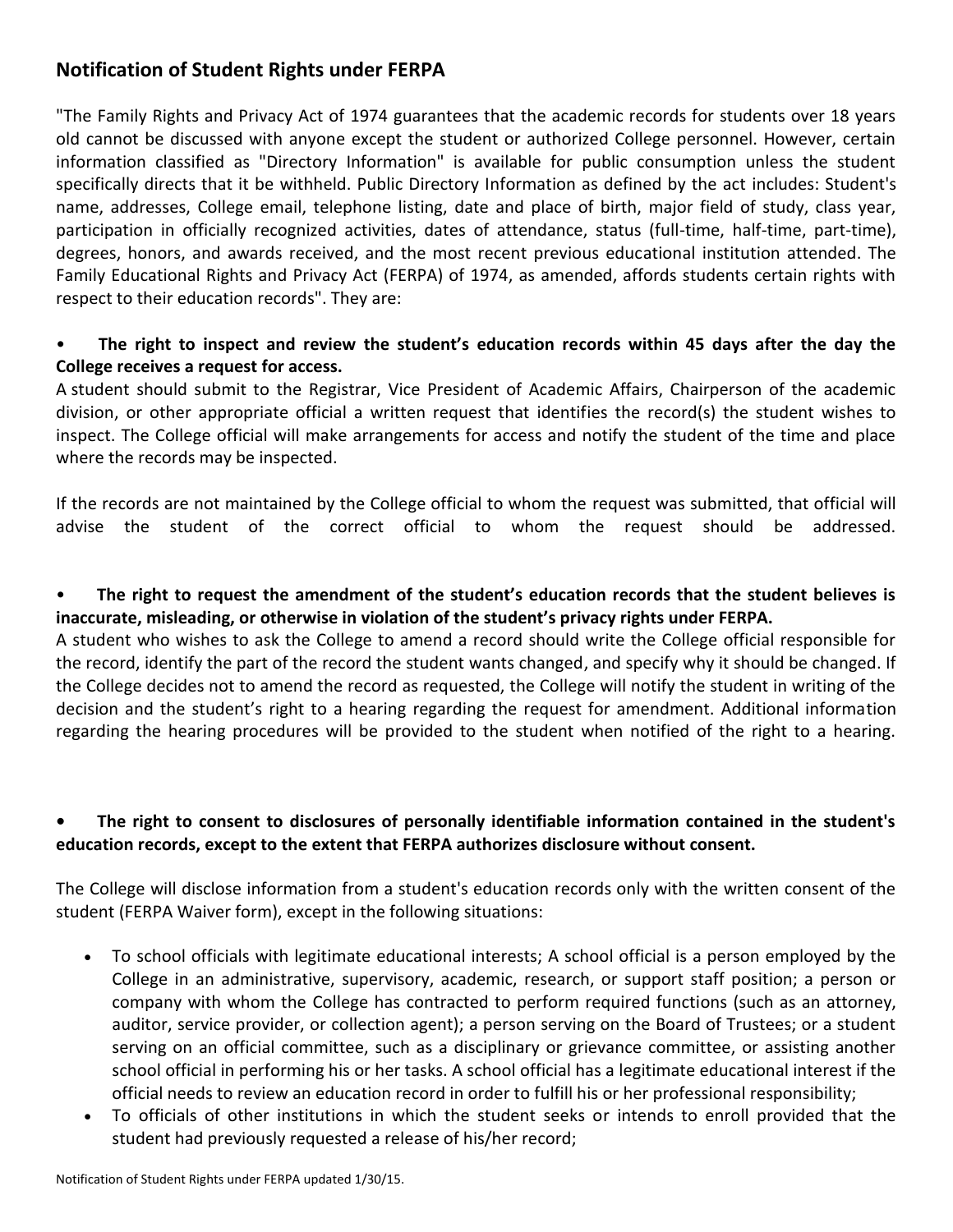## Notification of Student Rights under FERPA

"The Family Rights and Privacy Act of 1974 guarantees that the academic records for students over 18 years old cannot be discussed with anyone except the student or authorized College personnel. However, certain information classified as "Directory Information" is available for public consumption unless the student specifically directs that it be withheld. Public Directory Information as defined by the act includes: Student's name, addresses, College email, telephone listing, date and place of birth, major field of study, class year, participation in officially recognized activities, dates of attendance, status (full-time, half-time, part-time), degrees, honors, and awards received, and the most recent previous educational institution attended. The Family Educational Rights and Privacy Act (FERPA) of 1974, as amended, affords students certain rights with respect to their education records". They are:

- **The right to inspect and review the student's education records within 45 days after the day the College receives a request for access.**

A student should submit to the Registrar, Vice President of Academic Affairs, Chairperson of the academic division, or other appropriate official a written request that identifies the record(s) the student wishes to inspect. The College official will make arrangements for access and notify the student of the time and place where the records may be inspected.

If the records are not maintained by the College official to whom the request was submitted, that official will advise the student of the correct official to whom the request should be addressed.

- **The right to request the amendment of the student's education records that the student believes is inaccurate, misleading, or otherwise in violation of the student's privacy rights under FERPA.**

A student who wishes to ask the College to amend a record should write the College official responsible for the record, identify the part of the record the student wants changed, and specify why it should be changed. If the College decides not to amend the record as requested, the College will notify the student in writing of the decision and the student's right to a hearing regarding the request for amendment. Additional information regarding the hearing procedures will be provided to the student when notified of the right to a hearing.

- **The right to consent to disclosures of personally identifiable information contained in the student's education records, except to the extent that FERPA authorizes disclosure without consent.**

The College will disclose information from a student's education records only with the written consent of the student (FERPA Waiver form), except in the following situations:

- To school officials with legitimate educational interests; A school official is a person employed by the College in an administrative, supervisory, academic, research, or support staff position; a person or company with whom the College has contracted to perform required functions (such as an attorney, auditor, service provider, or collection agent); a person serving on the Board of Trustees; or a student serving on an official committee, such as a disciplinary or grievance committee, or assisting another school official in performing his or her tasks. A school official has a legitimate educational interest if the official needs to review an education record in order to fulfill his or her professional responsibility;
- To officials of other institutions in which the student seeks or intends to enroll provided that the student had previously requested a release of his/her record;

Notification of Student Rights under FERPA updated 1/30/15.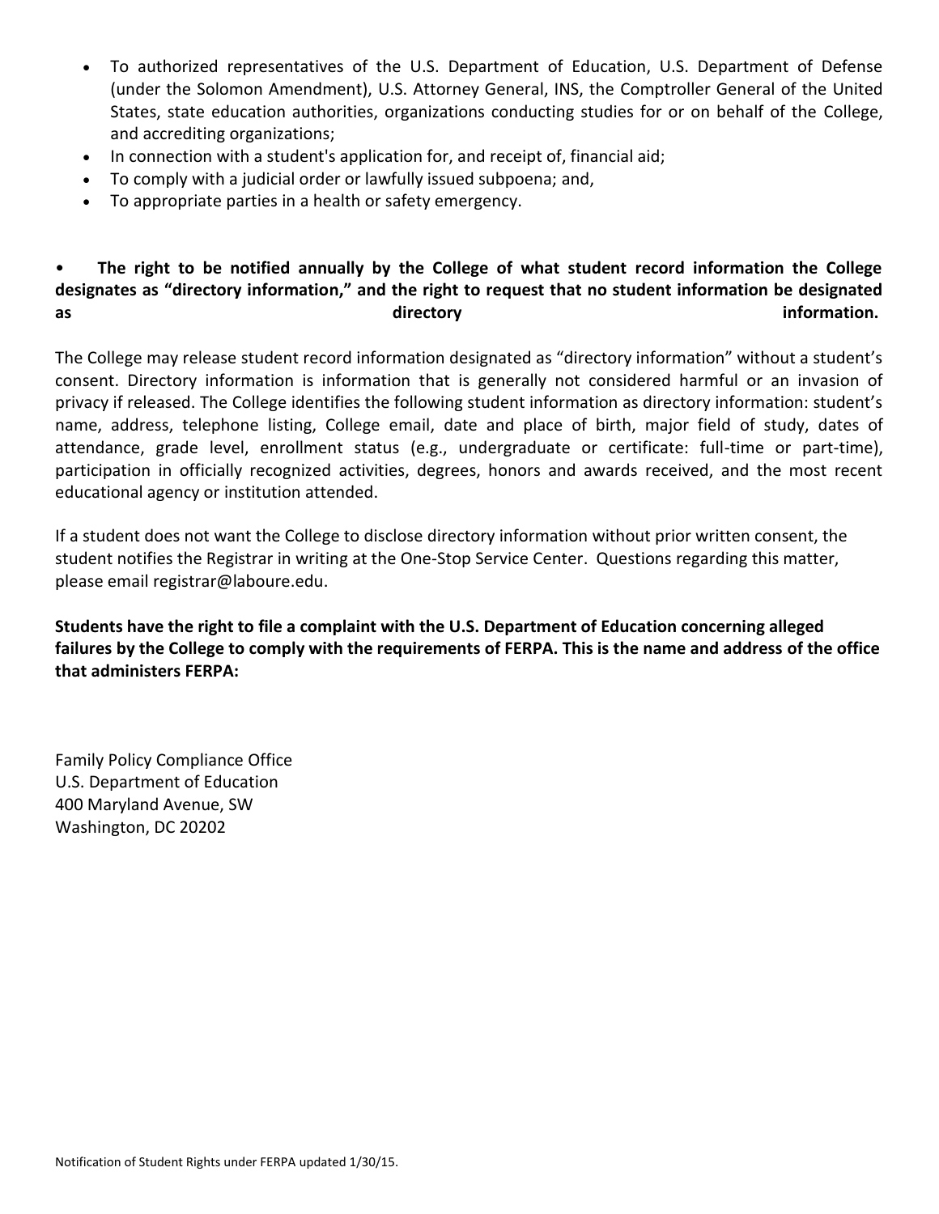- To authorized representatives of the U.S. Department of Education, U.S. Department of Defense (under the Solomon Amendment), U.S. Attorney General, INS, the Comptroller General of the United States, state education authorities, organizations conducting studies for or on behalf of the College, and accrediting organizations;
- In connection with a student's application for, and receipt of, financial aid;
- To comply with a judicial order or lawfully issued subpoena; and,
- To appropriate parties in a health or safety emergency.

- **The right to be notified annually by the College of what student record information the College designates as "directory information," and the right to request that no student information be designated as directory information.**

The College may release student record information designated as "directory information" without a student's consent. Directory information is information that is generally not considered harmful or an invasion of privacy if released. The College identifies the following student information as directory information: student's name, address, telephone listing, College email, date and place of birth, major field of study, dates of attendance, grade level, enrollment status (e.g., undergraduate or certificate: full-time or part-time), participation in officially recognized activities, degrees, honors and awards received, and the most recent educational agency or institution attended.

If a student does not want the College to disclose directory information without prior written consent, the student notifies the Registrar in writing at the One-Stop Service Center. Questions regarding this matter, please email registrar@laboure.edu.

**Students have the right to file a complaint with the U.S. Department of Education concerning alleged failures by the College to comply with the requirements of FERPA. This is the name and address of the office that administers FERPA:**

Family Policy Compliance Office
U.S. Department of Education
400 Maryland Avenue, SW
Washington, DC 20202

Notification of Student Rights under FERPA updated 1/30/15.